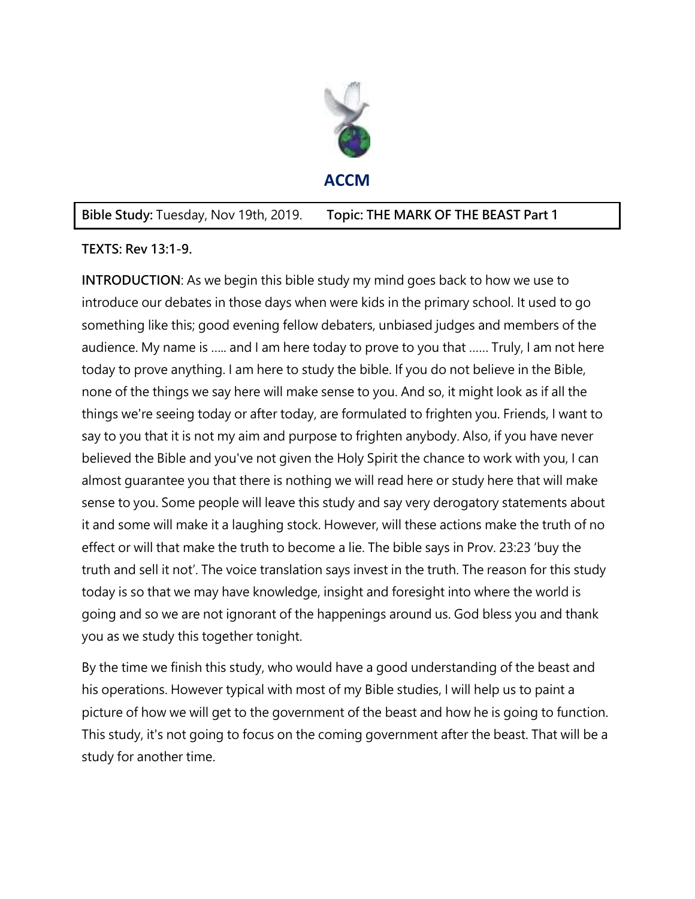# ACCM

**Bible Study:** Tuesday, Nov 19th, 2019. **Topic: THE MARK OF THE BEAST Part 1**

**TEXTS: Rev 13:1-9.**

**INTRODUCTION**: As we begin this bible study my mind goes back to how we use to introduce our debates in those days when were kids in the primary school. It used to go something like this; good evening fellow debaters, unbiased judges and members of the audience. My name is ….. and I am here today to prove to you that …… Truly, I am not here today to prove anything. I am here to study the bible. If you do not believe in the Bible, none of the things we say here will make sense to you. And so, it might look as if all the things we're seeing today or after today, are formulated to frighten you. Friends, I want to say to you that it is not my aim and purpose to frighten anybody. Also, if you have never believed the Bible and you've not given the Holy Spirit the chance to work with you, I can almost guarantee you that there is nothing we will read here or study here that will make sense to you. Some people will leave this study and say very derogatory statements about it and some will make it a laughing stock. However, will these actions make the truth of no effect or will that make the truth to become a lie. The bible says in Prov. 23:23 'buy the truth and sell it not'. The voice translation says invest in the truth. The reason for this study today is so that we may have knowledge, insight and foresight into where the world is going and so we are not ignorant of the happenings around us. God bless you and thank you as we study this together tonight.

By the time we finish this study, who would have a good understanding of the beast and his operations. However typical with most of my Bible studies, I will help us to paint a picture of how we will get to the government of the beast and how he is going to function. This study, it's not going to focus on the coming government after the beast. That will be a study for another time.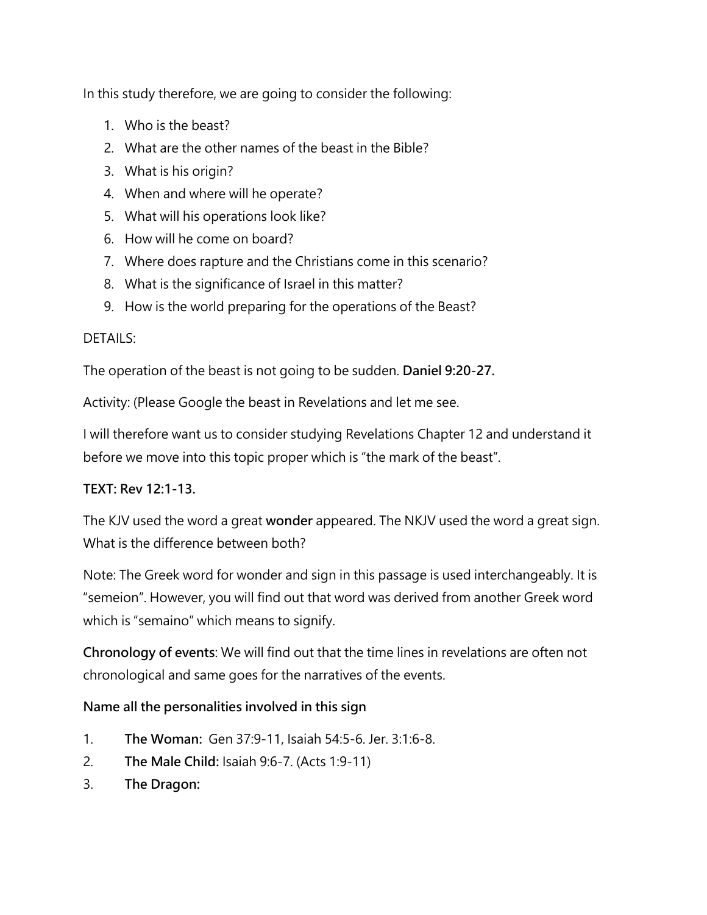In this study therefore, we are going to consider the following:

1. Who is the beast?
2. What are the other names of the beast in the Bible?
3. What is his origin?
4. When and where will he operate?
5. What will his operations look like?
6. How will he come on board?
7. Where does rapture and the Christians come in this scenario?
8. What is the significance of Israel in this matter?
9. How is the world preparing for the operations of the Beast?

DETAILS:

The operation of the beast is not going to be sudden. **Daniel 9:20-27.**

Activity: (Please Google the beast in Revelations and let me see.

I will therefore want us to consider studying Revelations Chapter 12 and understand it before we move into this topic proper which is "the mark of the beast".

**TEXT: Rev 12:1-13.**

The KJV used the word a great **wonder** appeared. The NKJV used the word a great sign. What is the difference between both?

Note: The Greek word for wonder and sign in this passage is used interchangeably. It is "semeion". However, you will find out that word was derived from another Greek word which is "semaino" which means to signify.

**Chronology of events**: We will find out that the time lines in revelations are often not chronological and same goes for the narratives of the events.

**Name all the personalities involved in this sign**

1. **The Woman:** Gen 37:9-11, Isaiah 54:5-6. Jer. 3:1:6-8.
2. **The Male Child:** Isaiah 9:6-7. (Acts 1:9-11)
3. **The Dragon:**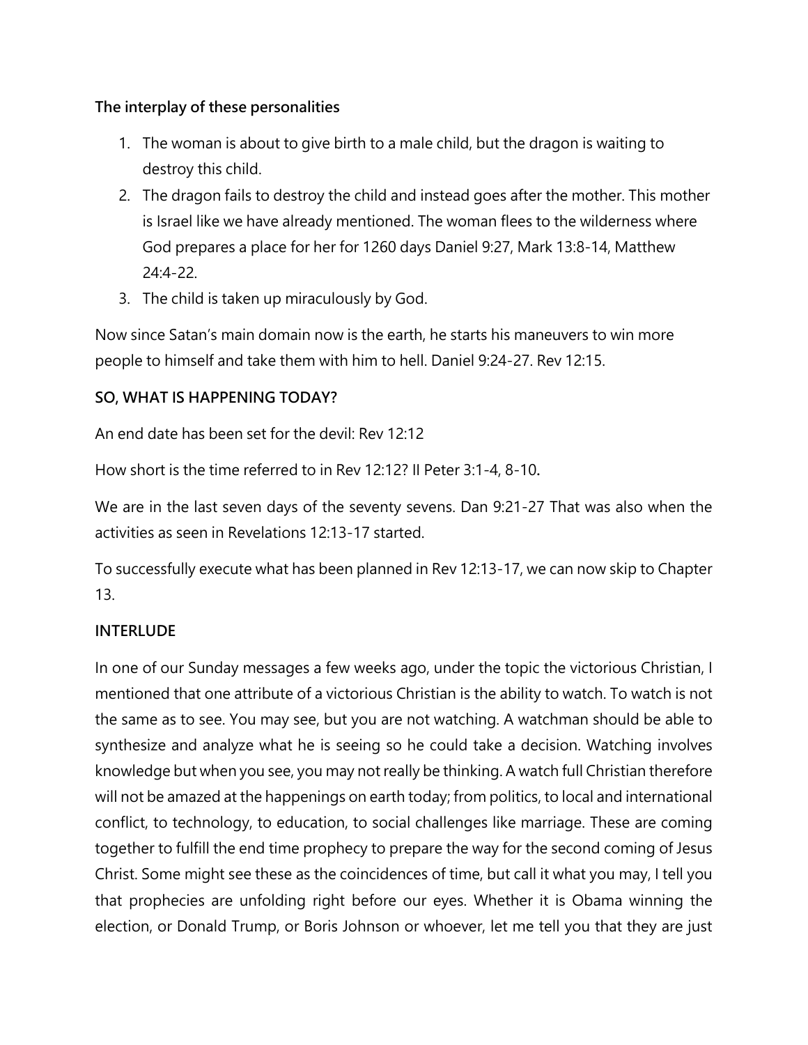**The interplay of these personalities**

1. The woman is about to give birth to a male child, but the dragon is waiting to destroy this child.
2. The dragon fails to destroy the child and instead goes after the mother. This mother is Israel like we have already mentioned. The woman flees to the wilderness where God prepares a place for her for 1260 days Daniel 9:27, Mark 13:8-14, Matthew 24:4-22.
3. The child is taken up miraculously by God.

Now since Satan's main domain now is the earth, he starts his maneuvers to win more people to himself and take them with him to hell. Daniel 9:24-27. Rev 12:15.

**SO, WHAT IS HAPPENING TODAY?**

An end date has been set for the devil: Rev 12:12

How short is the time referred to in Rev 12:12? II Peter 3:1-4, 8-10**.**

We are in the last seven days of the seventy sevens. Dan 9:21-27 That was also when the activities as seen in Revelations 12:13-17 started.

To successfully execute what has been planned in Rev 12:13-17, we can now skip to Chapter 13.

**INTERLUDE**

In one of our Sunday messages a few weeks ago, under the topic the victorious Christian, I mentioned that one attribute of a victorious Christian is the ability to watch. To watch is not the same as to see. You may see, but you are not watching. A watchman should be able to synthesize and analyze what he is seeing so he could take a decision. Watching involves knowledge but when you see, you may not really be thinking. A watch full Christian therefore will not be amazed at the happenings on earth today; from politics, to local and international conflict, to technology, to education, to social challenges like marriage. These are coming together to fulfill the end time prophecy to prepare the way for the second coming of Jesus Christ. Some might see these as the coincidences of time, but call it what you may, I tell you that prophecies are unfolding right before our eyes. Whether it is Obama winning the election, or Donald Trump, or Boris Johnson or whoever, let me tell you that they are just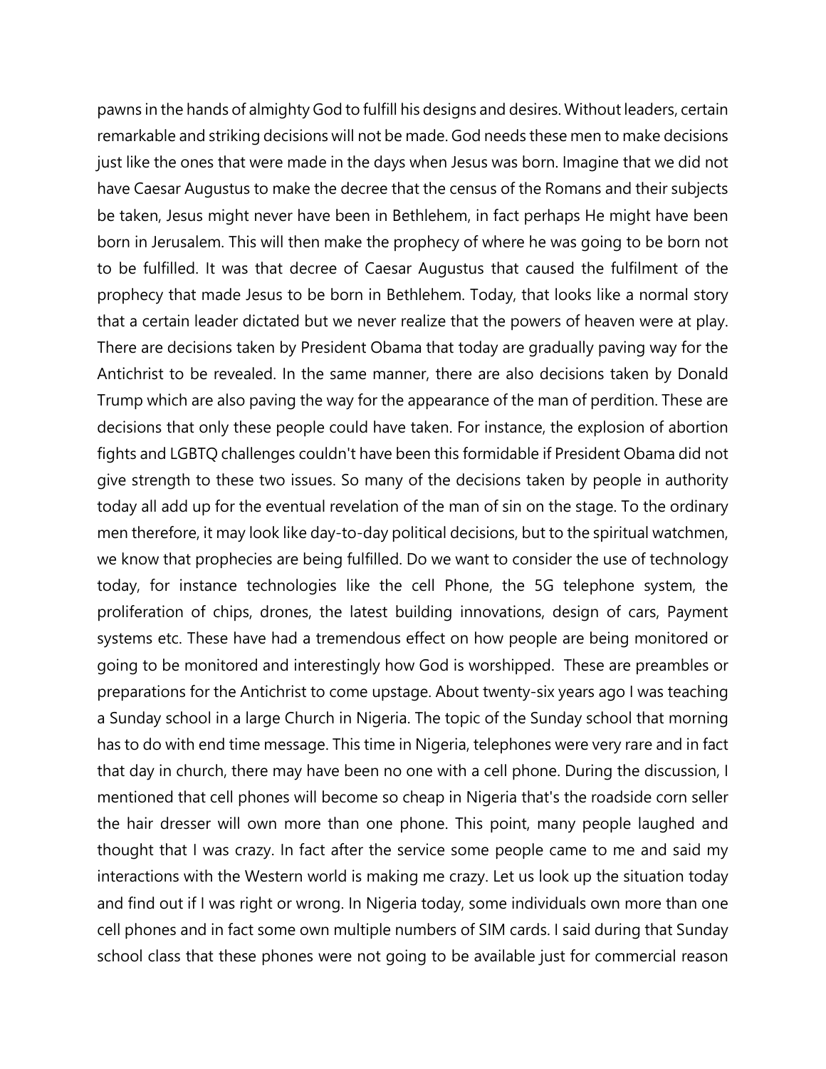pawns in the hands of almighty God to fulfill his designs and desires. Without leaders, certain remarkable and striking decisions will not be made. God needs these men to make decisions just like the ones that were made in the days when Jesus was born. Imagine that we did not have Caesar Augustus to make the decree that the census of the Romans and their subjects be taken, Jesus might never have been in Bethlehem, in fact perhaps He might have been born in Jerusalem. This will then make the prophecy of where he was going to be born not to be fulfilled. It was that decree of Caesar Augustus that caused the fulfilment of the prophecy that made Jesus to be born in Bethlehem. Today, that looks like a normal story that a certain leader dictated but we never realize that the powers of heaven were at play. There are decisions taken by President Obama that today are gradually paving way for the Antichrist to be revealed. In the same manner, there are also decisions taken by Donald Trump which are also paving the way for the appearance of the man of perdition. These are decisions that only these people could have taken. For instance, the explosion of abortion fights and LGBTQ challenges couldn't have been this formidable if President Obama did not give strength to these two issues. So many of the decisions taken by people in authority today all add up for the eventual revelation of the man of sin on the stage. To the ordinary men therefore, it may look like day-to-day political decisions, but to the spiritual watchmen, we know that prophecies are being fulfilled. Do we want to consider the use of technology today, for instance technologies like the cell Phone, the 5G telephone system, the proliferation of chips, drones, the latest building innovations, design of cars, Payment systems etc. These have had a tremendous effect on how people are being monitored or going to be monitored and interestingly how God is worshipped. These are preambles or preparations for the Antichrist to come upstage. About twenty-six years ago I was teaching a Sunday school in a large Church in Nigeria. The topic of the Sunday school that morning has to do with end time message. This time in Nigeria, telephones were very rare and in fact that day in church, there may have been no one with a cell phone. During the discussion, I mentioned that cell phones will become so cheap in Nigeria that's the roadside corn seller the hair dresser will own more than one phone. This point, many people laughed and thought that I was crazy. In fact after the service some people came to me and said my interactions with the Western world is making me crazy. Let us look up the situation today and find out if I was right or wrong. In Nigeria today, some individuals own more than one cell phones and in fact some own multiple numbers of SIM cards. I said during that Sunday school class that these phones were not going to be available just for commercial reason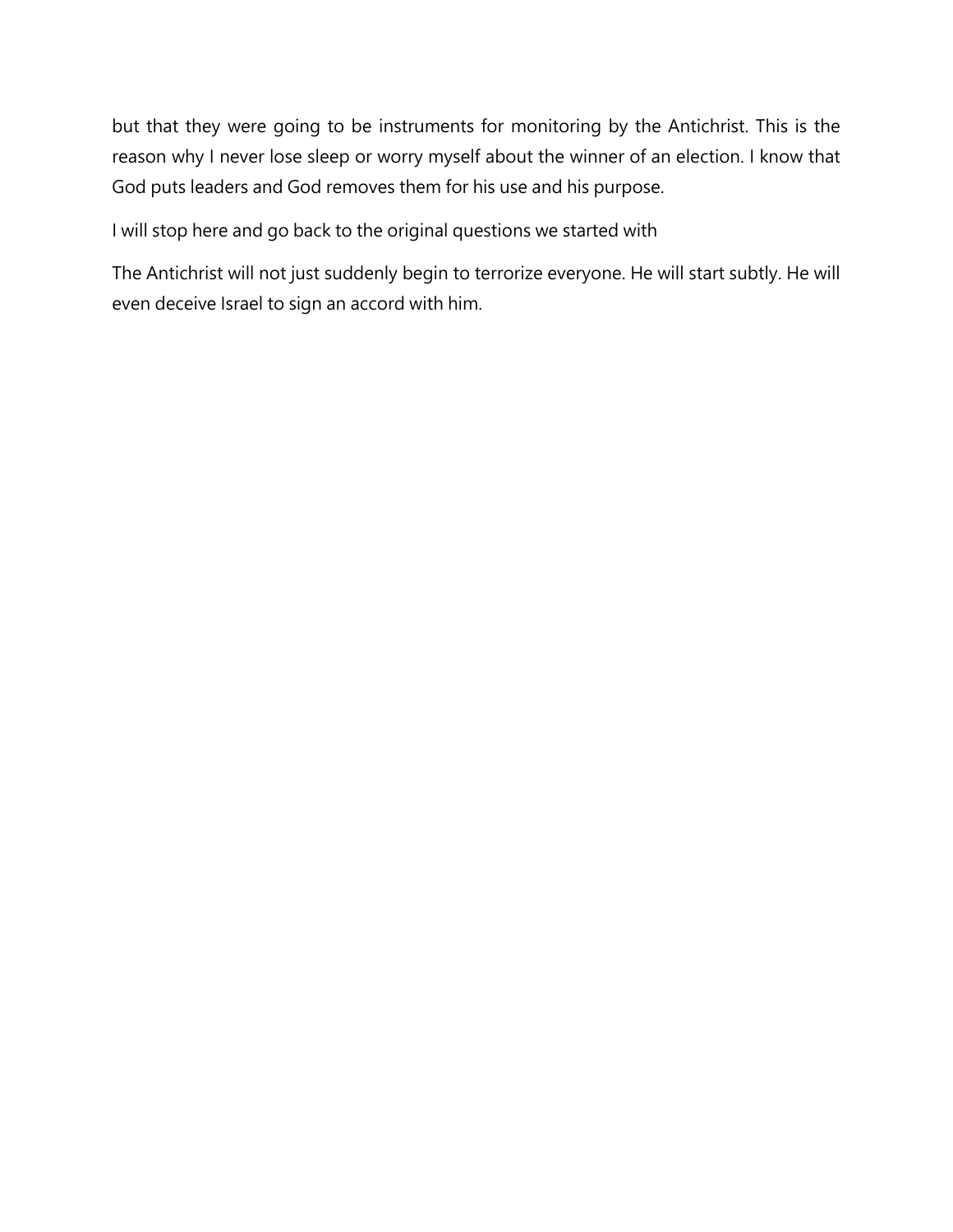but that they were going to be instruments for monitoring by the Antichrist. This is the reason why I never lose sleep or worry myself about the winner of an election. I know that God puts leaders and God removes them for his use and his purpose.

I will stop here and go back to the original questions we started with

The Antichrist will not just suddenly begin to terrorize everyone. He will start subtly. He will even deceive Israel to sign an accord with him.